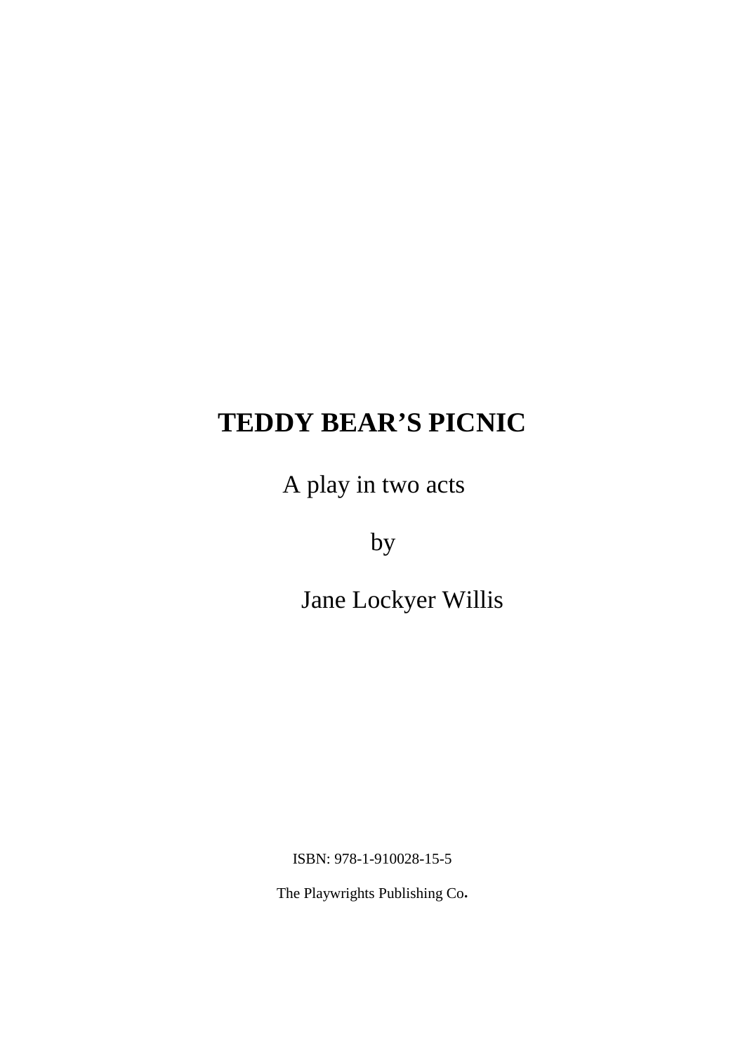# TEDDY BEAR'S PICNIC

A play in two acts

by

Jane Lockyer Willis

ISBN: 978-1-910028-15-5

The Playwrights Publishing Co.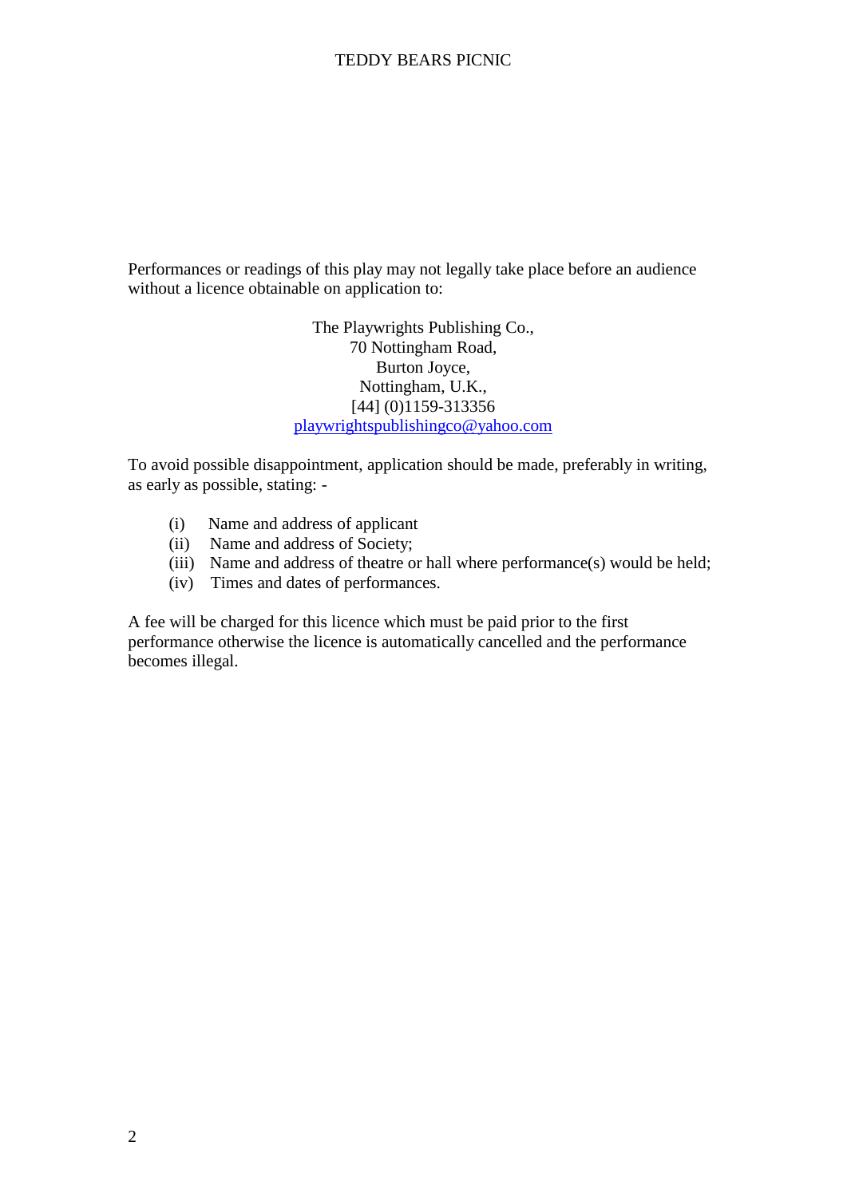Performances or readings of this play may not legally take place before an audience without a licence obtainable on application to:

The Playwrights Publishing Co.,
70 Nottingham Road,
Burton Joyce,
Nottingham, U.K.,
[44] (0)1159-313356
playwrightspublishingco@yahoo.com

To avoid possible disappointment, application should be made, preferably in writing, as early as possible, stating: -

(i) Name and address of applicant
(ii) Name and address of Society;
(iii) Name and address of theatre or hall where performance(s) would be held;
(iv) Times and dates of performances.

A fee will be charged for this licence which must be paid prior to the first performance otherwise the licence is automatically cancelled and the performance becomes illegal.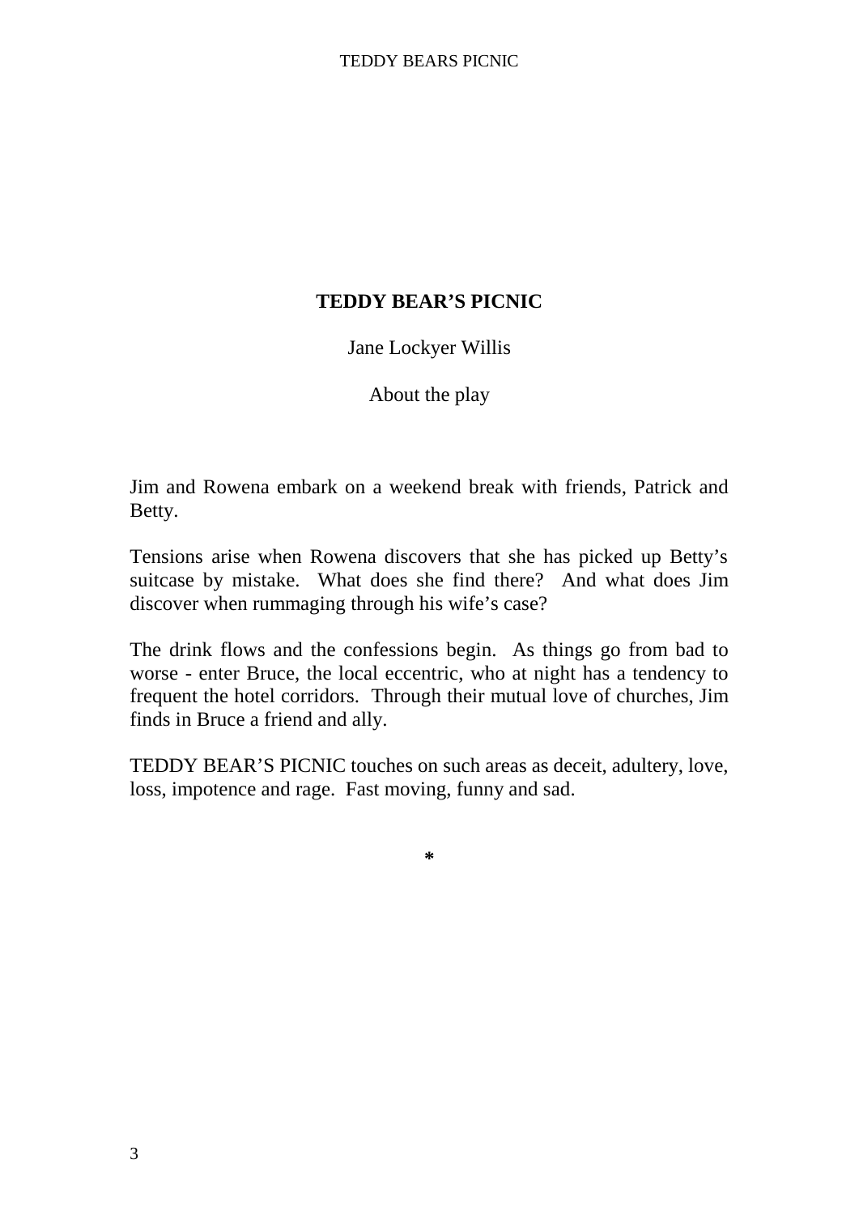# TEDDY BEAR'S PICNIC

Jane Lockyer Willis

About the play

Jim and Rowena embark on a weekend break with friends, Patrick and Betty.

Tensions arise when Rowena discovers that she has picked up Betty's suitcase by mistake. What does she find there? And what does Jim discover when rummaging through his wife's case?

The drink flows and the confessions begin. As things go from bad to worse - enter Bruce, the local eccentric, who at night has a tendency to frequent the hotel corridors. Through their mutual love of churches, Jim finds in Bruce a friend and ally.

TEDDY BEAR'S PICNIC touches on such areas as deceit, adultery, love, loss, impotence and rage. Fast moving, funny and sad.

*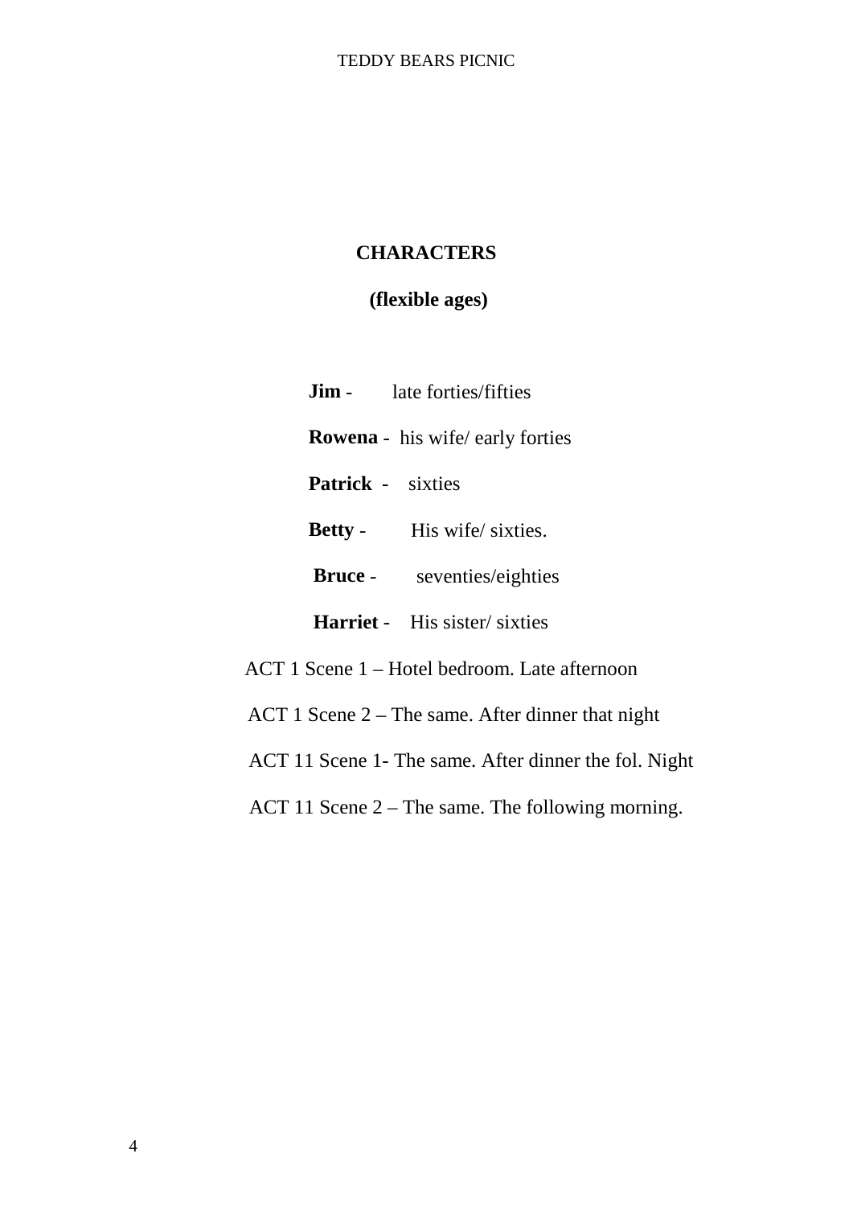## CHARACTERS

**(flexible ages)**

**Jim** - late forties/fifties

**Rowena** - his wife/ early forties

**Patrick** - sixties

**Betty** - His wife/ sixties.

**Bruce** - seventies/eighties

**Harriet** - His sister/ sixties

ACT 1 Scene 1 – Hotel bedroom. Late afternoon

ACT 1 Scene 2 – The same. After dinner that night

ACT 11 Scene 1- The same. After dinner the fol. Night

ACT 11 Scene 2 – The same. The following morning.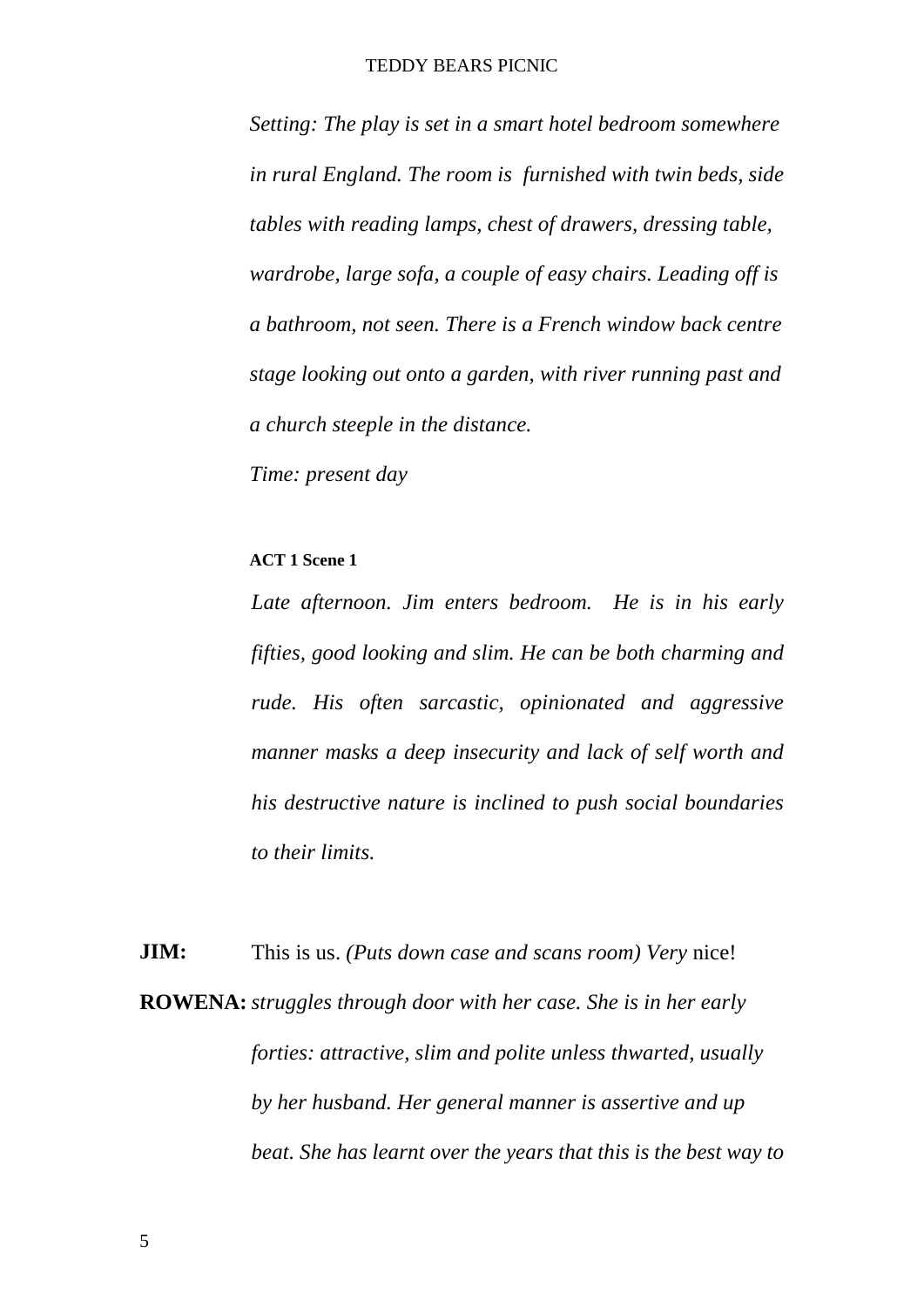*Setting: The play is set in a smart hotel bedroom somewhere in rural England. The room is furnished with twin beds, side tables with reading lamps, chest of drawers, dressing table, wardrobe, large sofa, a couple of easy chairs. Leading off is a bathroom, not seen. There is a French window back centre stage looking out onto a garden, with river running past and a church steeple in the distance.*

*Time: present day*

**ACT 1 Scene 1**

*Late afternoon. Jim enters bedroom. He is in his early fifties, good looking and slim. He can be both charming and rude. His often sarcastic, opinionated and aggressive manner masks a deep insecurity and lack of self worth and his destructive nature is inclined to push social boundaries to their limits.*

**JIM:** This is us. *(Puts down case and scans room) Very* nice!

**ROWENA:** *struggles through door with her case. She is in her early forties: attractive, slim and polite unless thwarted, usually by her husband. Her general manner is assertive and up beat. She has learnt over the years that this is the best way to*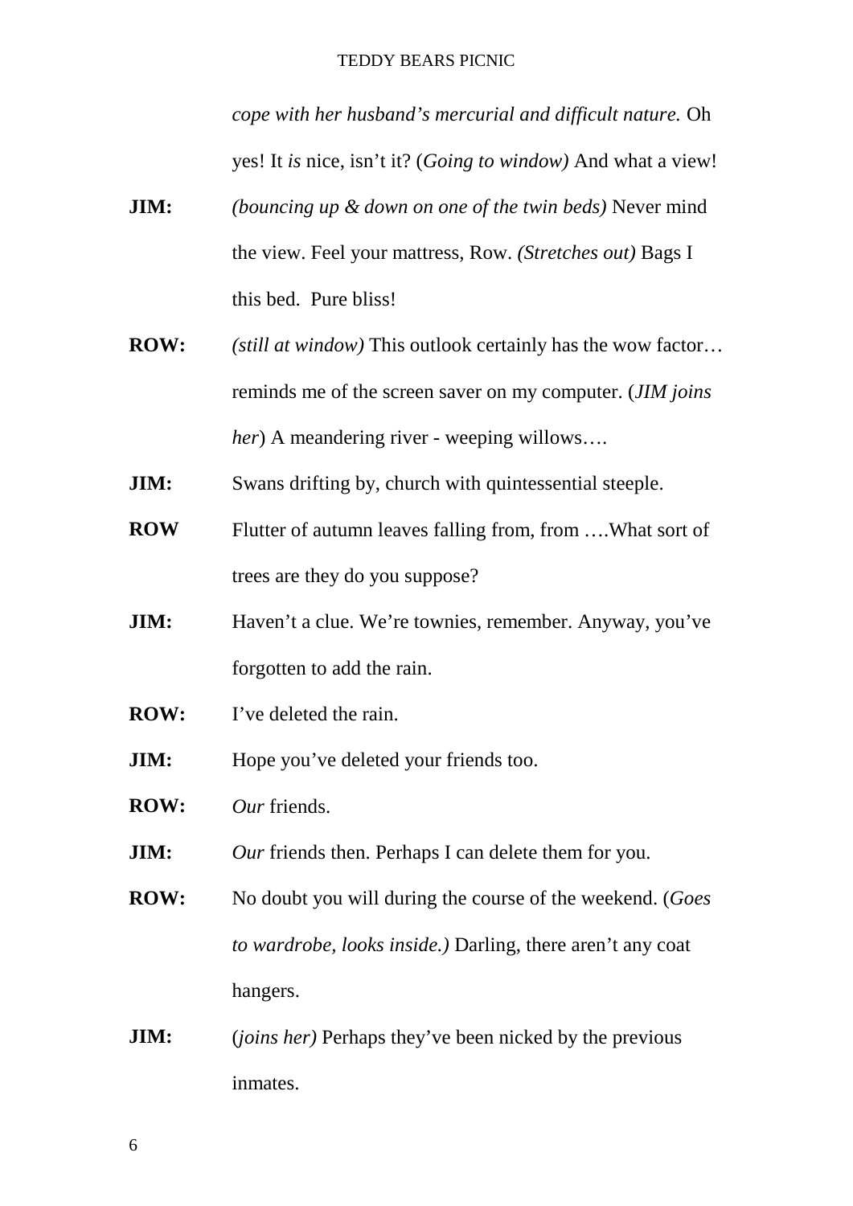*cope with her husband's mercurial and difficult nature.* Oh yes! It *is* nice, isn't it? (*Going to window)* And what a view!

**JIM:** *(bouncing up & down on one of the twin beds)* Never mind the view. Feel your mattress, Row. *(Stretches out)* Bags I this bed. Pure bliss!

**ROW:** *(still at window)* This outlook certainly has the wow factor… reminds me of the screen saver on my computer. (*JIM joins her*) A meandering river - weeping willows….

**JIM:** Swans drifting by, church with quintessential steeple.

**ROW** Flutter of autumn leaves falling from, from ….What sort of trees are they do you suppose?

**JIM:** Haven't a clue. We're townies, remember. Anyway, you've forgotten to add the rain.

**ROW:** I've deleted the rain.

**JIM:** Hope you've deleted your friends too.

**ROW:** *Our* friends.

**JIM:** *Our* friends then. Perhaps I can delete them for you.

**ROW:** No doubt you will during the course of the weekend. (*Goes to wardrobe, looks inside.)* Darling, there aren't any coat hangers.

**JIM:** (*joins her)* Perhaps they've been nicked by the previous inmates.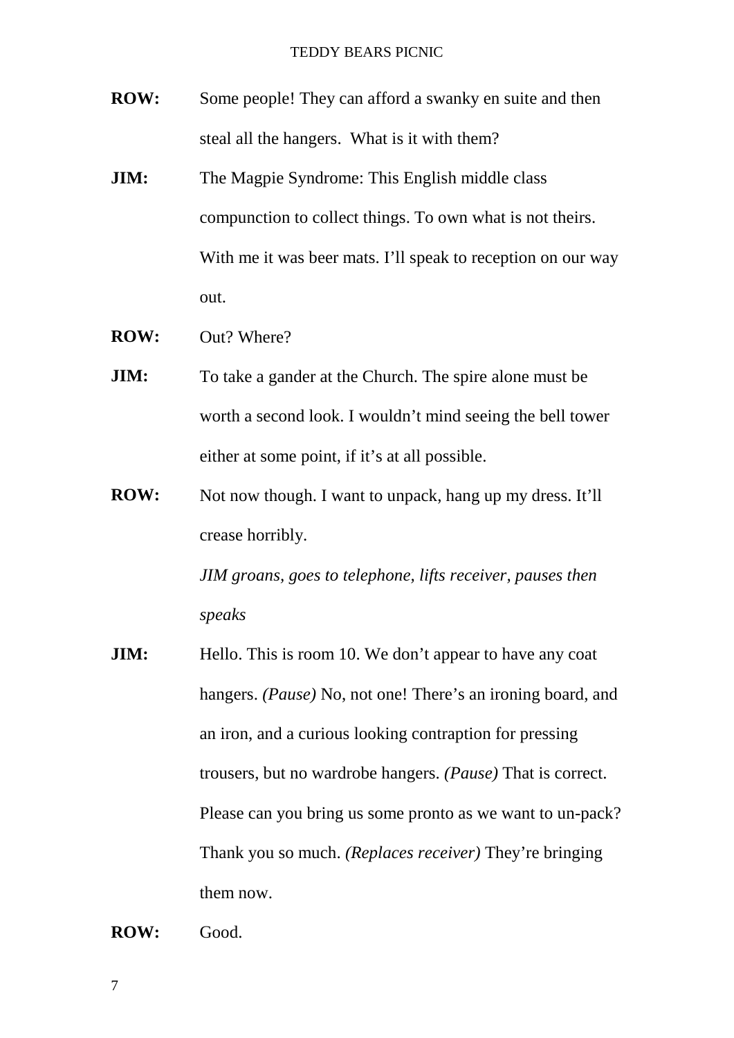**ROW:** Some people! They can afford a swanky en suite and then steal all the hangers.  What is it with them?

**JIM:** The Magpie Syndrome: This English middle class compunction to collect things. To own what is not theirs. With me it was beer mats. I'll speak to reception on our way out.

**ROW:** Out? Where?

**JIM:** To take a gander at the Church. The spire alone must be worth a second look. I wouldn't mind seeing the bell tower either at some point, if it's at all possible.

**ROW:** Not now though. I want to unpack, hang up my dress. It'll crease horribly.

*JIM groans, goes to telephone, lifts receiver, pauses then speaks*

**JIM:** Hello. This is room 10. We don't appear to have any coat hangers. *(Pause)* No, not one! There's an ironing board, and an iron, and a curious looking contraption for pressing trousers, but no wardrobe hangers. *(Pause)* That is correct. Please can you bring us some pronto as we want to un-pack? Thank you so much. *(Replaces receiver)* They're bringing them now.

**ROW:** Good.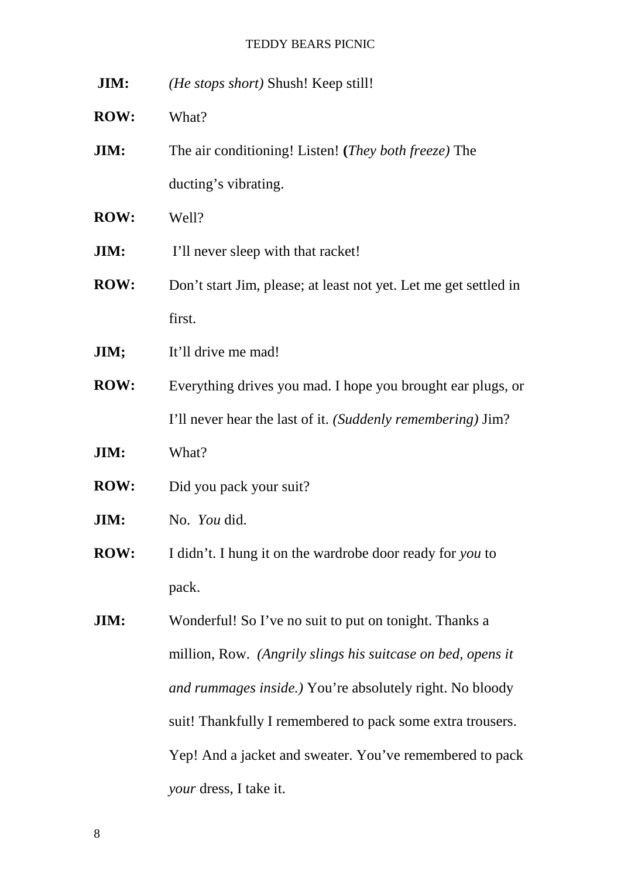**JIM:** *(He stops short)* Shush! Keep still!

**ROW:** What?

**JIM:** The air conditioning! Listen! **(***They both freeze)* The ducting's vibrating.

**ROW:** Well?

**JIM:** I'll never sleep with that racket!

**ROW:** Don't start Jim, please; at least not yet. Let me get settled in first.

**JIM;** It'll drive me mad!

**ROW:** Everything drives you mad. I hope you brought ear plugs, or I'll never hear the last of it. *(Suddenly remembering)* Jim?

**JIM:** What?

**ROW:** Did you pack your suit?

**JIM:** No. *You* did.

**ROW:** I didn't. I hung it on the wardrobe door ready for *you* to pack.

**JIM:** Wonderful! So I've no suit to put on tonight. Thanks a million, Row. *(Angrily slings his suitcase on bed, opens it and rummages inside.)* You're absolutely right. No bloody suit! Thankfully I remembered to pack some extra trousers. Yep! And a jacket and sweater. You've remembered to pack *your* dress, I take it.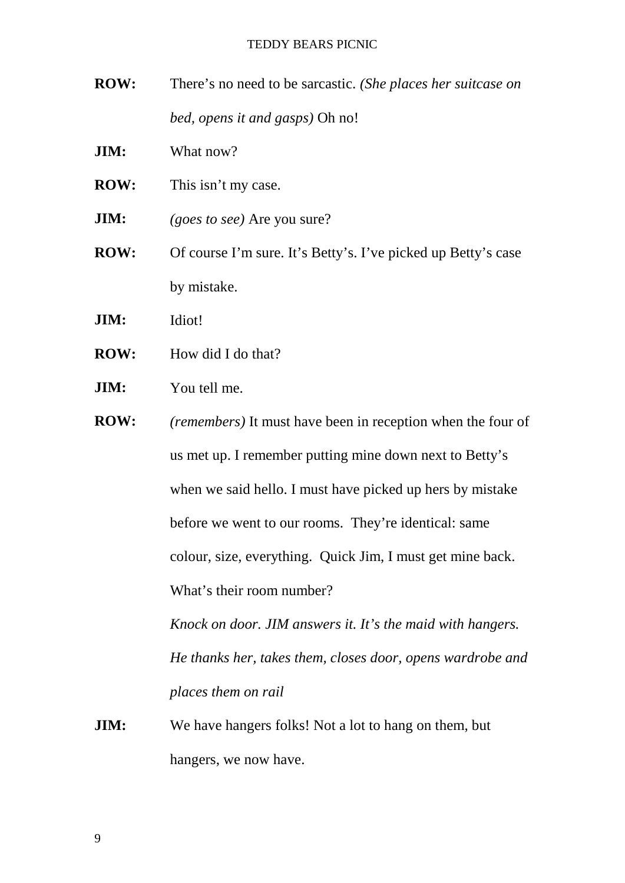**ROW:** There's no need to be sarcastic. *(She places her suitcase on bed, opens it and gasps)* Oh no!

**JIM:** What now?

**ROW:** This isn't my case.

**JIM:** *(goes to see)* Are you sure?

**ROW:** Of course I'm sure. It's Betty's. I've picked up Betty's case by mistake.

**JIM:** Idiot!

**ROW:** How did I do that?

**JIM:** You tell me.

**ROW:** *(remembers)* It must have been in reception when the four of us met up. I remember putting mine down next to Betty's when we said hello. I must have picked up hers by mistake before we went to our rooms. They're identical: same colour, size, everything. Quick Jim, I must get mine back. What's their room number?

*Knock on door. JIM answers it. It's the maid with hangers. He thanks her, takes them, closes door, opens wardrobe and places them on rail*

**JIM:** We have hangers folks! Not a lot to hang on them, but hangers, we now have.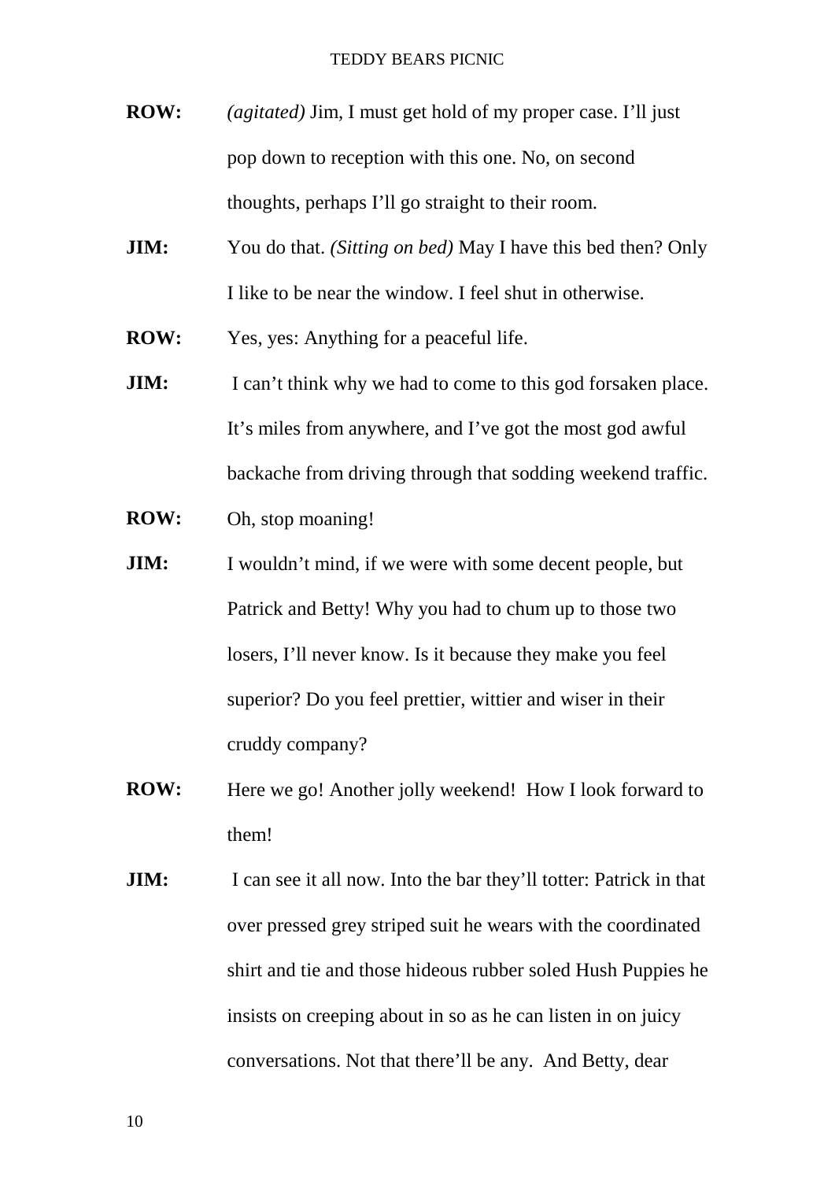**ROW:** *(agitated)* Jim, I must get hold of my proper case. I'll just pop down to reception with this one. No, on second thoughts, perhaps I'll go straight to their room.

**JIM:** You do that. *(Sitting on bed)* May I have this bed then? Only I like to be near the window. I feel shut in otherwise.

**ROW:** Yes, yes: Anything for a peaceful life.

**JIM:** I can't think why we had to come to this god forsaken place. It's miles from anywhere, and I've got the most god awful backache from driving through that sodding weekend traffic.

**ROW:** Oh, stop moaning!

**JIM:** I wouldn't mind, if we were with some decent people, but Patrick and Betty! Why you had to chum up to those two losers, I'll never know. Is it because they make you feel superior? Do you feel prettier, wittier and wiser in their cruddy company?

**ROW:** Here we go! Another jolly weekend! How I look forward to them!

**JIM:** I can see it all now. Into the bar they'll totter: Patrick in that over pressed grey striped suit he wears with the coordinated shirt and tie and those hideous rubber soled Hush Puppies he insists on creeping about in so as he can listen in on juicy conversations. Not that there'll be any. And Betty, dear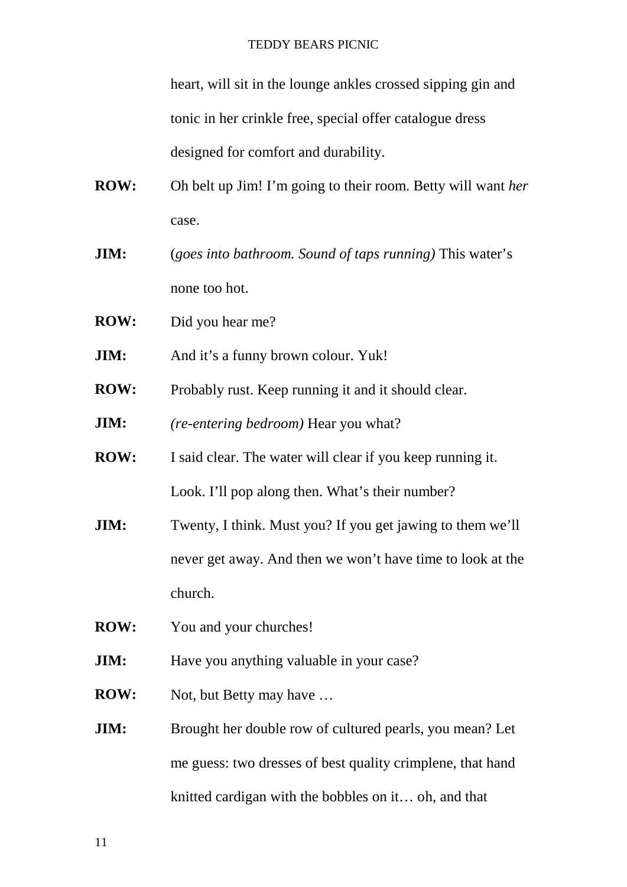heart, will sit in the lounge ankles crossed sipping gin and tonic in her crinkle free, special offer catalogue dress designed for comfort and durability.

**ROW:** Oh belt up Jim! I'm going to their room. Betty will want *her* case.

**JIM:** (*goes into bathroom. Sound of taps running)* This water's none too hot.

**ROW:** Did you hear me?

**JIM:** And it's a funny brown colour. Yuk!

**ROW:** Probably rust. Keep running it and it should clear.

**JIM:** *(re-entering bedroom)* Hear you what?

**ROW:** I said clear. The water will clear if you keep running it. Look. I'll pop along then. What's their number?

**JIM:** Twenty, I think. Must you? If you get jawing to them we'll never get away. And then we won't have time to look at the church.

**ROW:** You and your churches!

**JIM:** Have you anything valuable in your case?

**ROW:** Not, but Betty may have …

**JIM:** Brought her double row of cultured pearls, you mean? Let me guess: two dresses of best quality crimplene, that hand knitted cardigan with the bobbles on it… oh, and that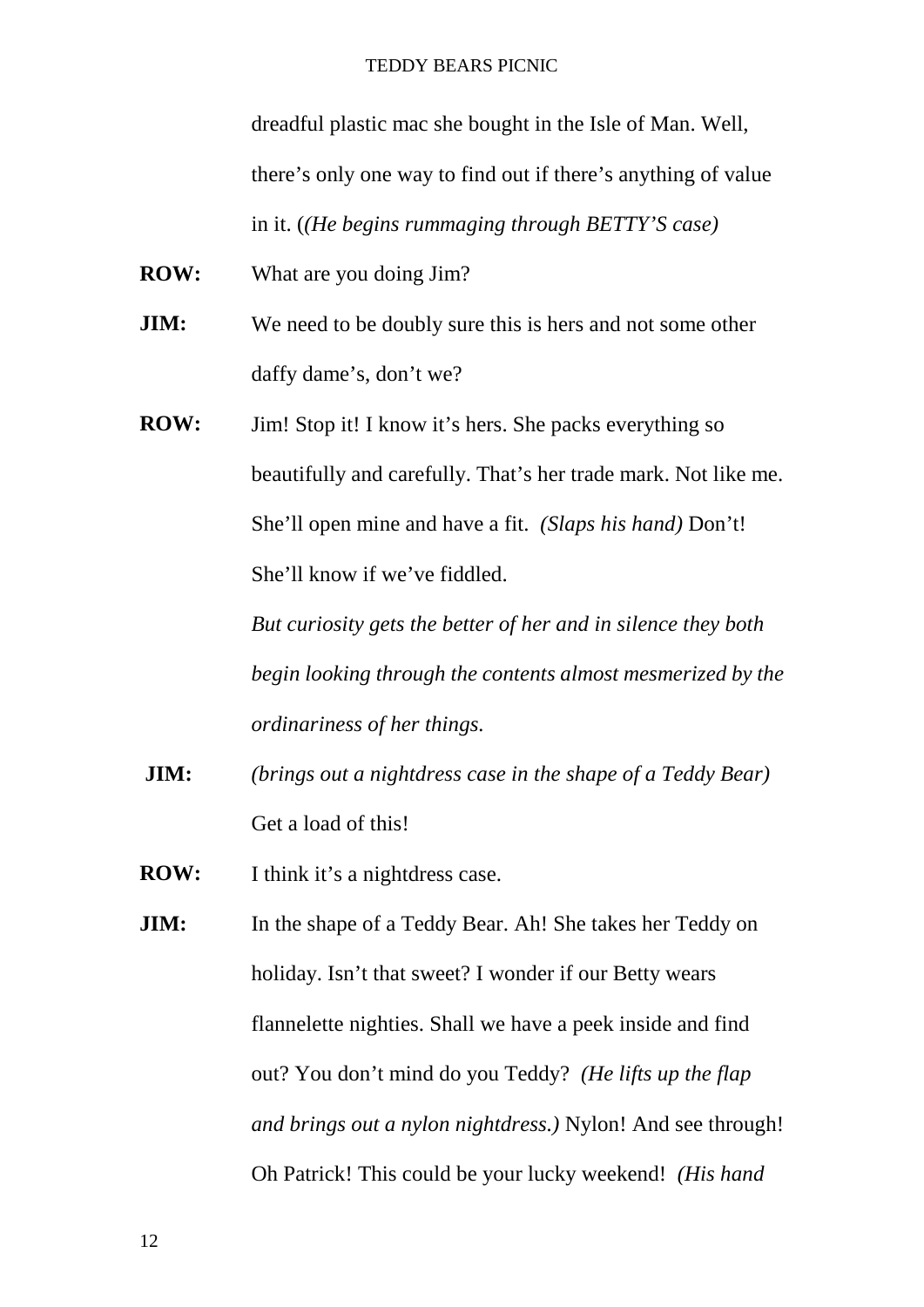dreadful plastic mac she bought in the Isle of Man. Well, there's only one way to find out if there's anything of value in it. (*(He begins rummaging through BETTY'S case)*

**ROW:** What are you doing Jim?

**JIM:** We need to be doubly sure this is hers and not some other daffy dame's, don't we?

**ROW:** Jim! Stop it! I know it's hers. She packs everything so beautifully and carefully. That's her trade mark. Not like me. She'll open mine and have a fit. *(Slaps his hand)* Don't! She'll know if we've fiddled.

*But curiosity gets the better of her and in silence they both begin looking through the contents almost mesmerized by the ordinariness of her things.*

**JIM:** *(brings out a nightdress case in the shape of a Teddy Bear)* Get a load of this!

**ROW:** I think it's a nightdress case.

**JIM:** In the shape of a Teddy Bear. Ah! She takes her Teddy on holiday. Isn't that sweet? I wonder if our Betty wears flannelette nighties. Shall we have a peek inside and find out? You don't mind do you Teddy? *(He lifts up the flap and brings out a nylon nightdress.)* Nylon! And see through! Oh Patrick! This could be your lucky weekend! *(His hand*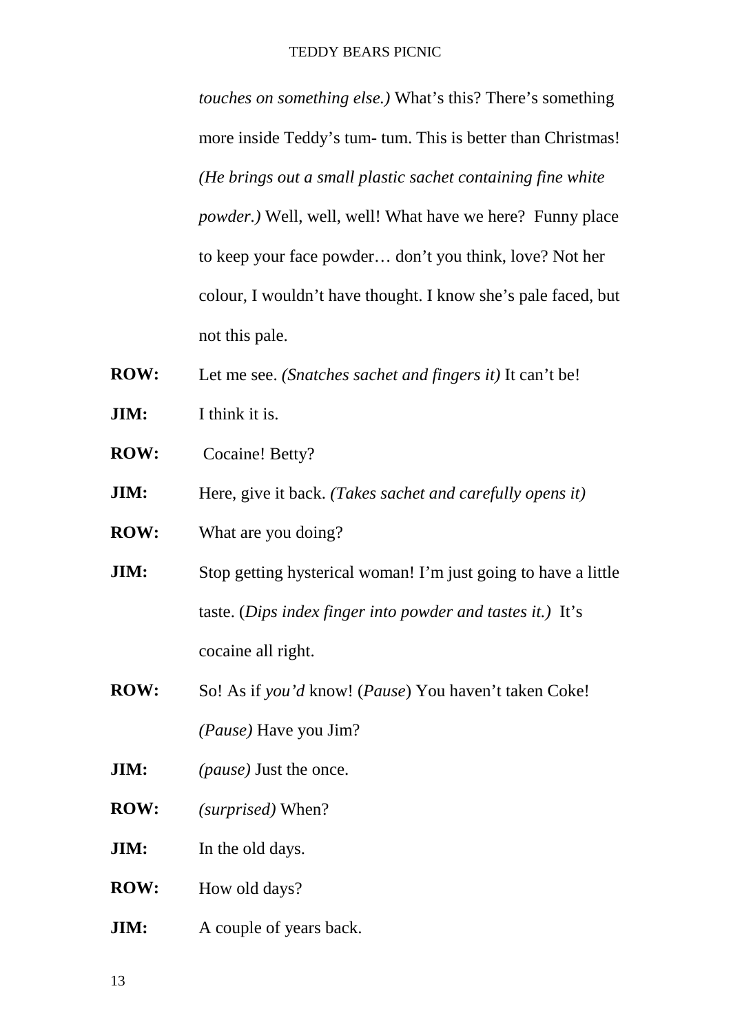*touches on something else.)* What's this? There's something more inside Teddy's tum- tum. This is better than Christmas! *(He brings out a small plastic sachet containing fine white powder.)* Well, well, well! What have we here? Funny place to keep your face powder… don't you think, love? Not her colour, I wouldn't have thought. I know she's pale faced, but not this pale.

**ROW:** Let me see. *(Snatches sachet and fingers it)* It can't be!

**JIM:** I think it is.

**ROW:** Cocaine! Betty?

**JIM:** Here, give it back. *(Takes sachet and carefully opens it)*

**ROW:** What are you doing?

**JIM:** Stop getting hysterical woman! I'm just going to have a little taste. (*Dips index finger into powder and tastes it.)* It's cocaine all right.

**ROW:** So! As if *you'd* know! (*Pause*) You haven't taken Coke! *(Pause)* Have you Jim?

**JIM:** *(pause)* Just the once.

**ROW:** *(surprised)* When?

**JIM:** In the old days.

**ROW:** How old days?

**JIM:** A couple of years back.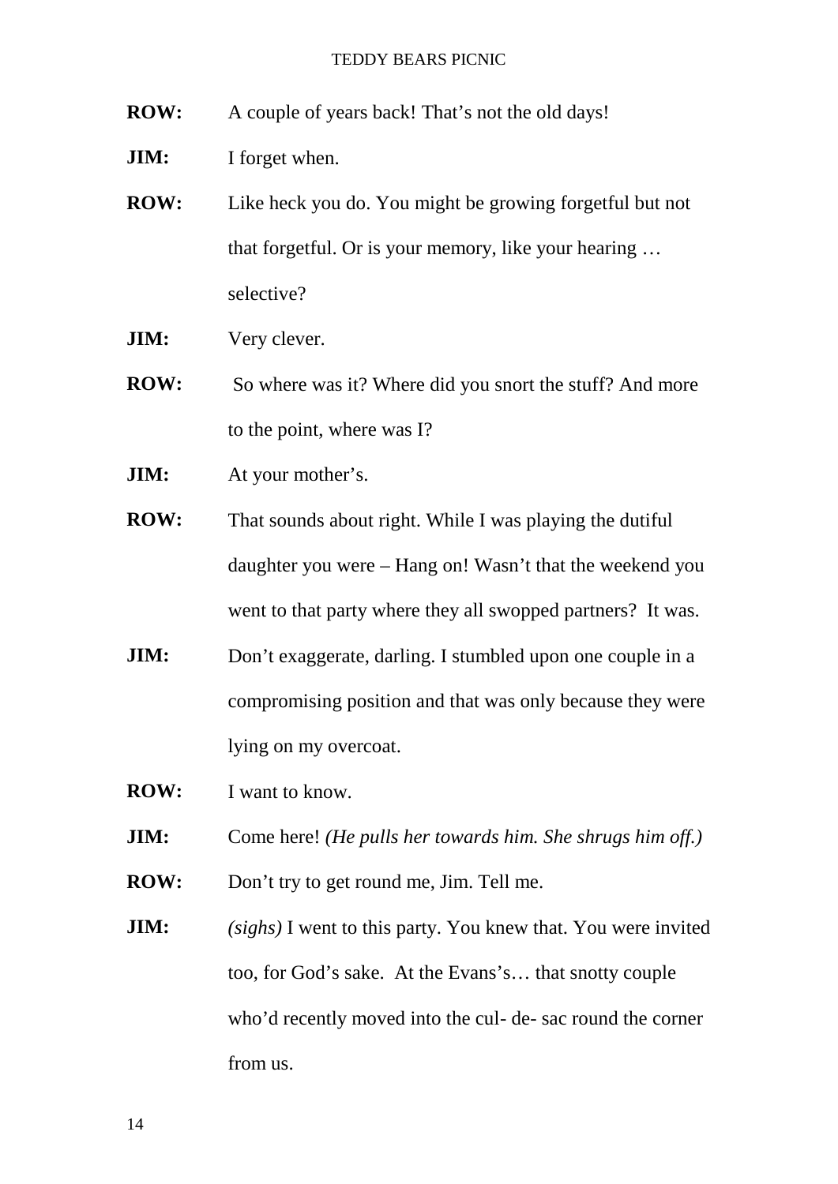**ROW:** A couple of years back! That's not the old days!

**JIM:** I forget when.

**ROW:** Like heck you do. You might be growing forgetful but not that forgetful. Or is your memory, like your hearing … selective?

**JIM:** Very clever.

**ROW:** So where was it? Where did you snort the stuff? And more to the point, where was I?

**JIM:** At your mother's.

**ROW:** That sounds about right. While I was playing the dutiful daughter you were – Hang on! Wasn't that the weekend you went to that party where they all swopped partners? It was.

**JIM:** Don't exaggerate, darling. I stumbled upon one couple in a compromising position and that was only because they were lying on my overcoat.

**ROW:** I want to know.

**JIM:** Come here! *(He pulls her towards him. She shrugs him off.)*

**ROW:** Don't try to get round me, Jim. Tell me.

**JIM:** *(sighs)* I went to this party. You knew that. You were invited too, for God's sake. At the Evans's… that snotty couple who'd recently moved into the cul- de- sac round the corner from us.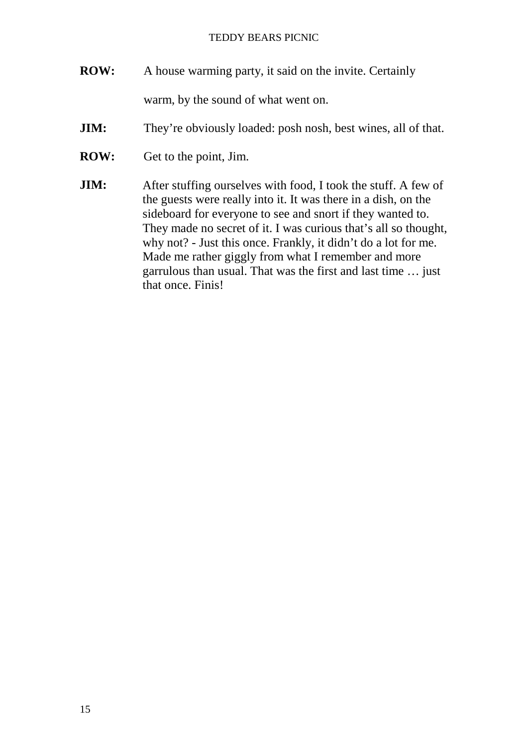**ROW:** A house warming party, it said on the invite. Certainly warm, by the sound of what went on.

**JIM:** They're obviously loaded: posh nosh, best wines, all of that.

**ROW:** Get to the point, Jim.

**JIM:** After stuffing ourselves with food, I took the stuff. A few of the guests were really into it. It was there in a dish, on the sideboard for everyone to see and snort if they wanted to. They made no secret of it. I was curious that's all so thought, why not? - Just this once. Frankly, it didn't do a lot for me. Made me rather giggly from what I remember and more garrulous than usual. That was the first and last time … just that once. Finis!